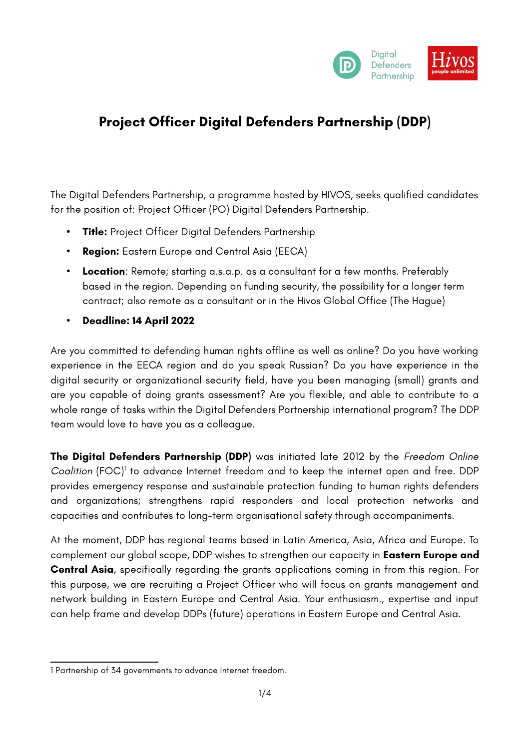# Project Officer Digital Defenders Partnership (DDP)

The Digital Defenders Partnership, a programme hosted by HIVOS, seeks qualified candidates for the position of: Project Officer (PO) Digital Defenders Partnership.

- **Title:** Project Officer Digital Defenders Partnership
- **Region:** Eastern Europe and Central Asia (EECA)
- **Location**: Remote; starting a.s.a.p. as a consultant for a few months. Preferably based in the region. Depending on funding security, the possibility for a longer term contract; also remote as a consultant or in the Hivos Global Office (The Hague)
- **Deadline: 14 April 2022**

Are you committed to defending human rights offline as well as online? Do you have working experience in the EECA region and do you speak Russian? Do you have experience in the digital security or organizational security field, have you been managing (small) grants and are you capable of doing grants assessment? Are you flexible, and able to contribute to a whole range of tasks within the Digital Defenders Partnership international program? The DDP team would love to have you as a colleague.

**The Digital Defenders Partnership (DDP)** was initiated late 2012 by the *Freedom Online Coalition* (FOC)[1] to advance Internet freedom and to keep the internet open and free. DDP provides emergency response and sustainable protection funding to human rights defenders and organizations; strengthens rapid responders and local protection networks and capacities and contributes to long-term organisational safety through accompaniments.

At the moment, DDP has regional teams based in Latin America, Asia, Africa and Europe. To complement our global scope, DDP wishes to strengthen our capacity in **Eastern Europe and Central Asia**, specifically regarding the grants applications coming in from this region. For this purpose, we are recruiting a Project Officer who will focus on grants management and network building in Eastern Europe and Central Asia. Your enthusiasm., expertise and input can help frame and develop DDPs (future) operations in Eastern Europe and Central Asia.

---

1 Partnership of 34 governments to advance Internet freedom.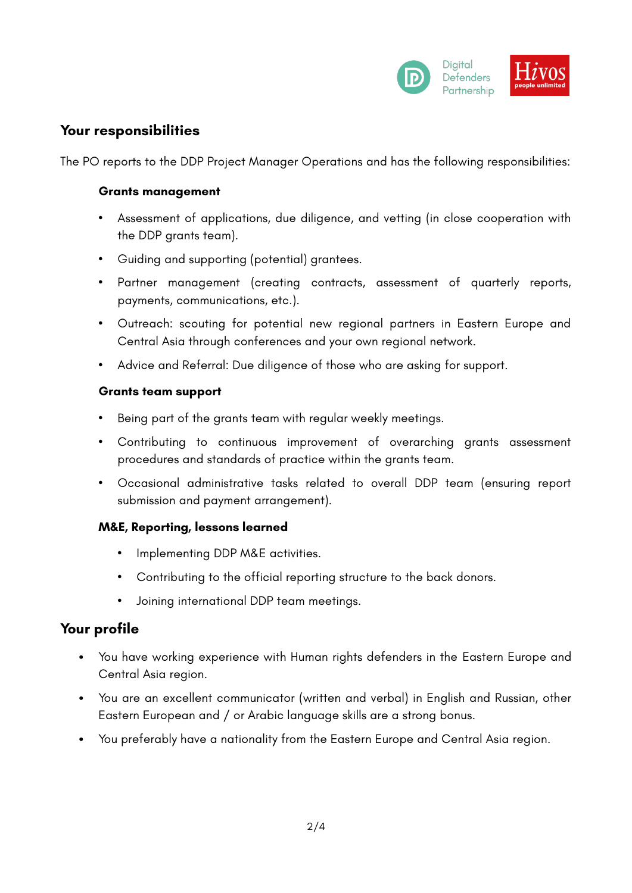## Your responsibilities

The PO reports to the DDP Project Manager Operations and has the following responsibilities:

**Grants management**

- Assessment of applications, due diligence, and vetting (in close cooperation with the DDP grants team).
- Guiding and supporting (potential) grantees.
- Partner management (creating contracts, assessment of quarterly reports, payments, communications, etc.).
- Outreach: scouting for potential new regional partners in Eastern Europe and Central Asia through conferences and your own regional network.
- Advice and Referral: Due diligence of those who are asking for support.

**Grants team support**

- Being part of the grants team with regular weekly meetings.
- Contributing to continuous improvement of overarching grants assessment procedures and standards of practice within the grants team.
- Occasional administrative tasks related to overall DDP team (ensuring report submission and payment arrangement).

**M&E, Reporting, lessons learned**

- Implementing DDP M&E activities.
- Contributing to the official reporting structure to the back donors.
- Joining international DDP team meetings.

## Your profile

- You have working experience with Human rights defenders in the Eastern Europe and Central Asia region.
- You are an excellent communicator (written and verbal) in English and Russian, other Eastern European and / or Arabic language skills are a strong bonus.
- You preferably have a nationality from the Eastern Europe and Central Asia region.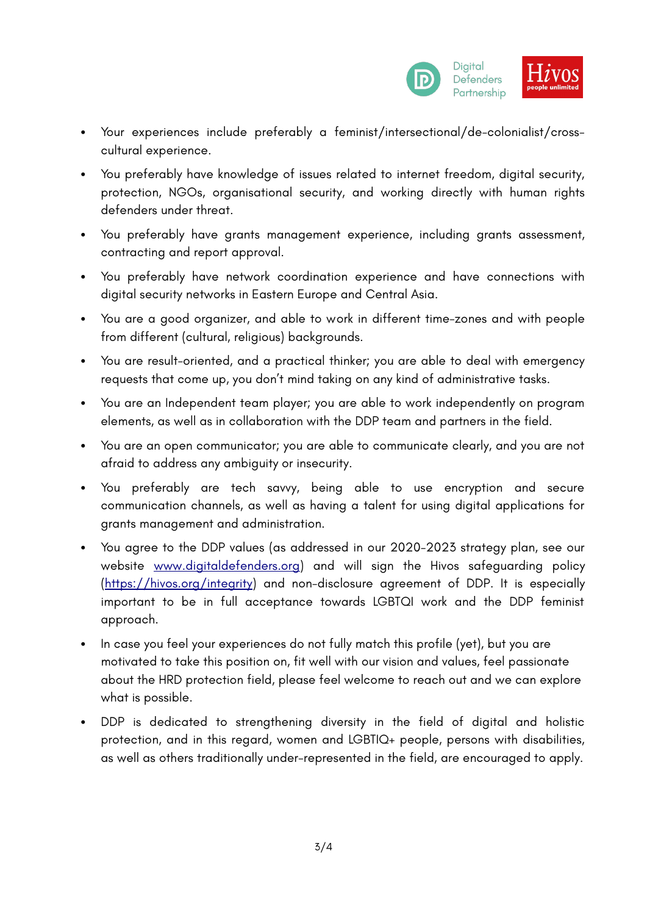- Your experiences include preferably a feminist/intersectional/de-colonialist/cross-cultural experience.
- You preferably have knowledge of issues related to internet freedom, digital security, protection, NGOs, organisational security, and working directly with human rights defenders under threat.
- You preferably have grants management experience, including grants assessment, contracting and report approval.
- You preferably have network coordination experience and have connections with digital security networks in Eastern Europe and Central Asia.
- You are a good organizer, and able to work in different time-zones and with people from different (cultural, religious) backgrounds.
- You are result-oriented, and a practical thinker; you are able to deal with emergency requests that come up, you don't mind taking on any kind of administrative tasks.
- You are an Independent team player; you are able to work independently on program elements, as well as in collaboration with the DDP team and partners in the field.
- You are an open communicator; you are able to communicate clearly, and you are not afraid to address any ambiguity or insecurity.
- You preferably are tech savvy, being able to use encryption and secure communication channels, as well as having a talent for using digital applications for grants management and administration.
- You agree to the DDP values (as addressed in our 2020-2023 strategy plan, see our website [www.digitaldefenders.org](www.digitaldefenders.org)) and will sign the Hivos safeguarding policy ([https://hivos.org/integrity](https://hivos.org/integrity)) and non-disclosure agreement of DDP. It is especially important to be in full acceptance towards LGBTQI work and the DDP feminist approach.
- In case you feel your experiences do not fully match this profile (yet), but you are motivated to take this position on, fit well with our vision and values, feel passionate about the HRD protection field, please feel welcome to reach out and we can explore what is possible.
- DDP is dedicated to strengthening diversity in the field of digital and holistic protection, and in this regard, women and LGBTIQ+ people, persons with disabilities, as well as others traditionally under-represented in the field, are encouraged to apply.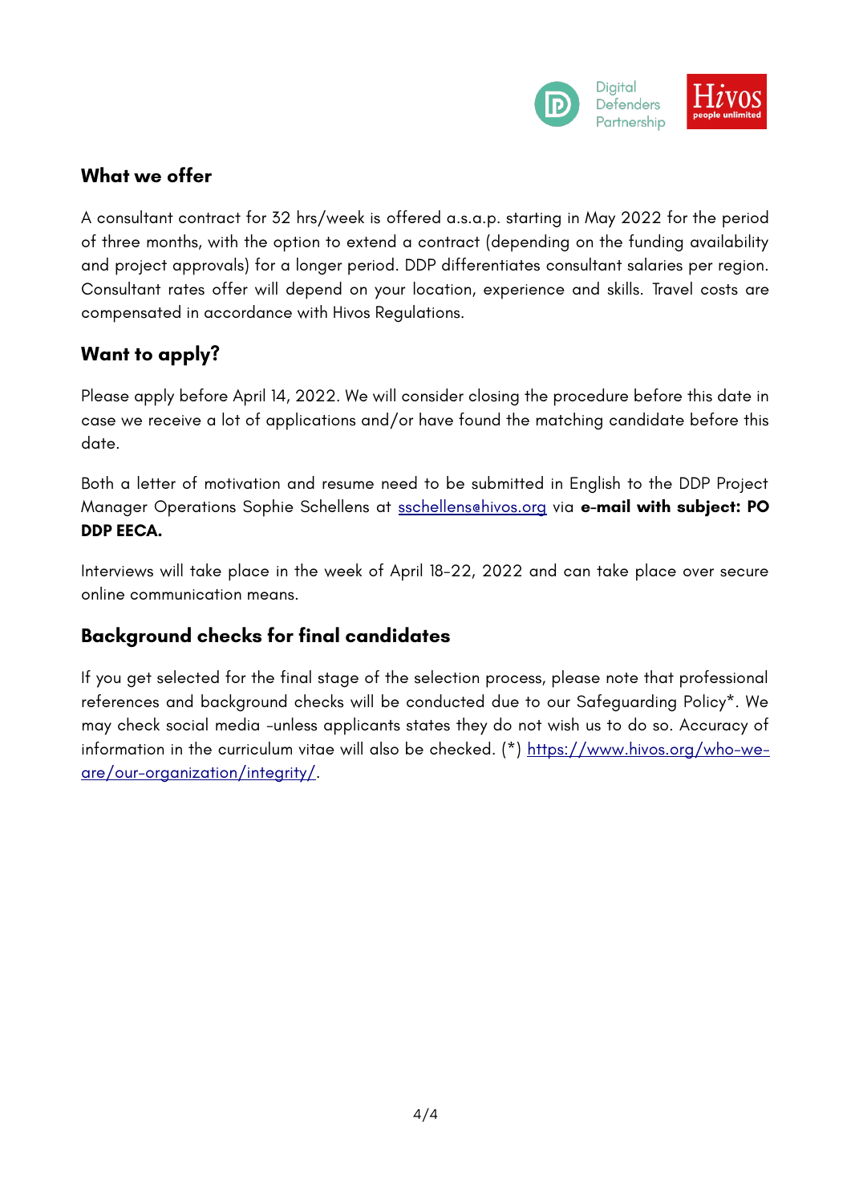## What we offer

A consultant contract for 32 hrs/week is offered a.s.a.p. starting in May 2022 for the period of three months, with the option to extend a contract (depending on the funding availability and project approvals) for a longer period. DDP differentiates consultant salaries per region. Consultant rates offer will depend on your location, experience and skills. Travel costs are compensated in accordance with Hivos Regulations.

## Want to apply?

Please apply before April 14, 2022. We will consider closing the procedure before this date in case we receive a lot of applications and/or have found the matching candidate before this date.

Both a letter of motivation and resume need to be submitted in English to the DDP Project Manager Operations Sophie Schellens at [sschellens@hivos.org](mailto:sschellens@hivos.org) via **e-mail with subject: PO DDP EECA.**

Interviews will take place in the week of April 18-22, 2022 and can take place over secure online communication means.

## Background checks for final candidates

If you get selected for the final stage of the selection process, please note that professional references and background checks will be conducted due to our Safeguarding Policy*. We may check social media -unless applicants states they do not wish us to do so. Accuracy of information in the curriculum vitae will also be checked. (*) [https://www.hivos.org/who-we-are/our-organization/integrity/](https://www.hivos.org/who-we-are/our-organization/integrity/).